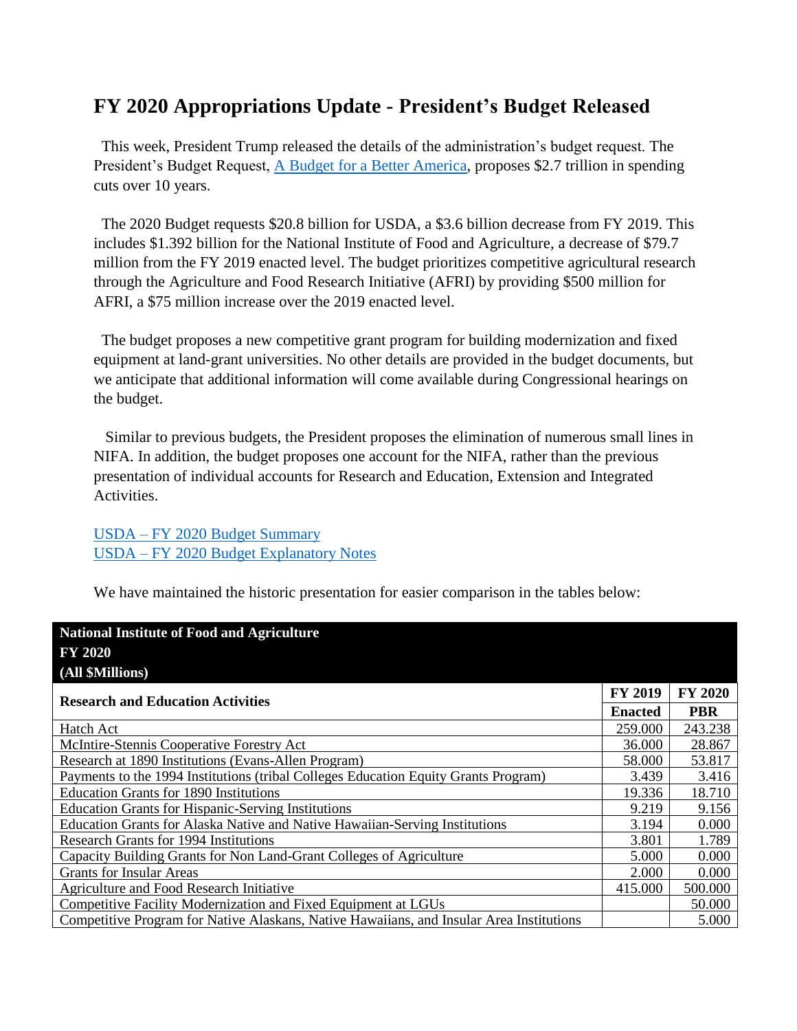# FY 2020 Appropriations Update - President's Budget Released

This week, President Trump released the details of the administration's budget request. The President's Budget Request, A Budget for a Better America, proposes $2.7 trillion in spending cuts over 10 years.

The 2020 Budget requests $20.8 billion for USDA, a $3.6 billion decrease from FY 2019. This includes $1.392 billion for the National Institute of Food and Agriculture, a decrease of $79.7 million from the FY 2019 enacted level. The budget prioritizes competitive agricultural research through the Agriculture and Food Research Initiative (AFRI) by providing $500 million for AFRI, a $75 million increase over the 2019 enacted level.

The budget proposes a new competitive grant program for building modernization and fixed equipment at land-grant universities. No other details are provided in the budget documents, but we anticipate that additional information will come available during Congressional hearings on the budget.

Similar to previous budgets, the President proposes the elimination of numerous small lines in NIFA. In addition, the budget proposes one account for the NIFA, rather than the previous presentation of individual accounts for Research and Education, Extension and Integrated Activities.

USDA – FY 2020 Budget Summary
USDA – FY 2020 Budget Explanatory Notes

We have maintained the historic presentation for easier comparison in the tables below:

**National Institute of Food and Agriculture**
**FY 2020**
**(All $Millions)**

| Research and Education Activities | FY 2019 Enacted | FY 2020 PBR |
|---|---|---|
| Hatch Act | 259.000 | 243.238 |
| McIntire-Stennis Cooperative Forestry Act | 36.000 | 28.867 |
| Research at 1890 Institutions (Evans-Allen Program) | 58.000 | 53.817 |
| Payments to the 1994 Institutions (tribal Colleges Education Equity Grants Program) | 3.439 | 3.416 |
| Education Grants for 1890 Institutions | 19.336 | 18.710 |
| Education Grants for Hispanic-Serving Institutions | 9.219 | 9.156 |
| Education Grants for Alaska Native and Native Hawaiian-Serving Institutions | 3.194 | 0.000 |
| Research Grants for 1994 Institutions | 3.801 | 1.789 |
| Capacity Building Grants for Non Land-Grant Colleges of Agriculture | 5.000 | 0.000 |
| Grants for Insular Areas | 2.000 | 0.000 |
| Agriculture and Food Research Initiative | 415.000 | 500.000 |
| Competitive Facility Modernization and Fixed Equipment at LGUs | | 50.000 |
| Competitive Program for Native Alaskans, Native Hawaiians, and Insular Area Institutions | | 5.000 |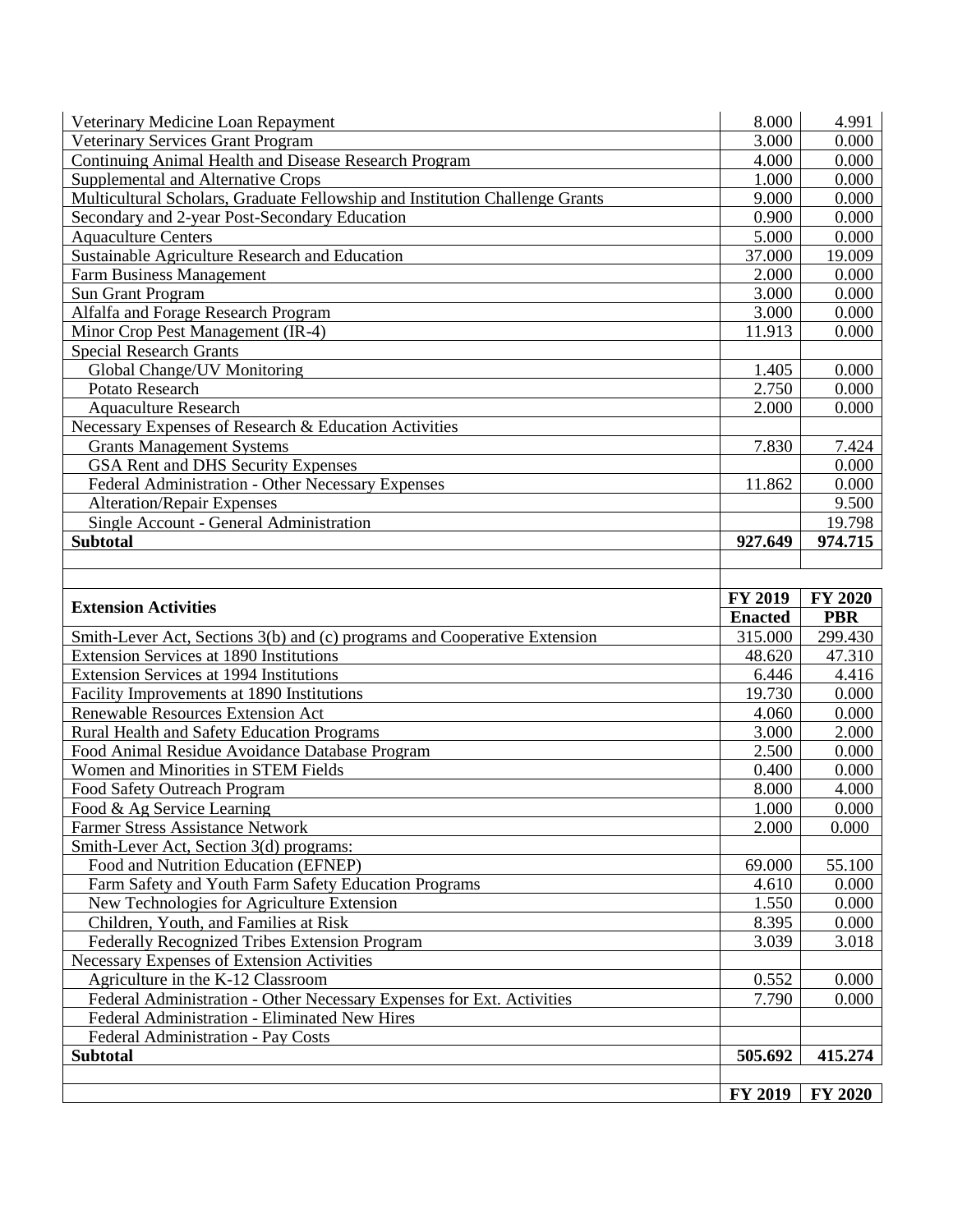| | | |
|---|---|---|
| Veterinary Medicine Loan Repayment | 8.000 | 4.991 |
| Veterinary Services Grant Program | 3.000 | 0.000 |
| Continuing Animal Health and Disease Research Program | 4.000 | 0.000 |
| Supplemental and Alternative Crops | 1.000 | 0.000 |
| Multicultural Scholars, Graduate Fellowship and Institution Challenge Grants | 9.000 | 0.000 |
| Secondary and 2-year Post-Secondary Education | 0.900 | 0.000 |
| Aquaculture Centers | 5.000 | 0.000 |
| Sustainable Agriculture Research and Education | 37.000 | 19.009 |
| Farm Business Management | 2.000 | 0.000 |
| Sun Grant Program | 3.000 | 0.000 |
| Alfalfa and Forage Research Program | 3.000 | 0.000 |
| Minor Crop Pest Management (IR-4) | 11.913 | 0.000 |
| Special Research Grants | | |
| Global Change/UV Monitoring | 1.405 | 0.000 |
| Potato Research | 2.750 | 0.000 |
| Aquaculture Research | 2.000 | 0.000 |
| Necessary Expenses of Research & Education Activities | | |
| Grants Management Systems | 7.830 | 7.424 |
| GSA Rent and DHS Security Expenses | | 0.000 |
| Federal Administration - Other Necessary Expenses | 11.862 | 0.000 |
| Alteration/Repair Expenses | | 9.500 |
| Single Account - General Administration | | 19.798 |
| **Subtotal** | **927.649** | **974.715** |

| **Extension Activities** | **FY 2019 Enacted** | **FY 2020 PBR** |
|---|---|---|
| Smith-Lever Act, Sections 3(b) and (c) programs and Cooperative Extension | 315.000 | 299.430 |
| Extension Services at 1890 Institutions | 48.620 | 47.310 |
| Extension Services at 1994 Institutions | 6.446 | 4.416 |
| Facility Improvements at 1890 Institutions | 19.730 | 0.000 |
| Renewable Resources Extension Act | 4.060 | 0.000 |
| Rural Health and Safety Education Programs | 3.000 | 2.000 |
| Food Animal Residue Avoidance Database Program | 2.500 | 0.000 |
| Women and Minorities in STEM Fields | 0.400 | 0.000 |
| Food Safety Outreach Program | 8.000 | 4.000 |
| Food & Ag Service Learning | 1.000 | 0.000 |
| Farmer Stress Assistance Network | 2.000 | 0.000 |
| Smith-Lever Act, Section 3(d) programs: | | |
| Food and Nutrition Education (EFNEP) | 69.000 | 55.100 |
| Farm Safety and Youth Farm Safety Education Programs | 4.610 | 0.000 |
| New Technologies for Agriculture Extension | 1.550 | 0.000 |
| Children, Youth, and Families at Risk | 8.395 | 0.000 |
| Federally Recognized Tribes Extension Program | 3.039 | 3.018 |
| Necessary Expenses of Extension Activities | | |
| Agriculture in the K-12 Classroom | 0.552 | 0.000 |
| Federal Administration - Other Necessary Expenses for Ext. Activities | 7.790 | 0.000 |
| Federal Administration - Eliminated New Hires | | |
| Federal Administration - Pay Costs | | |
| **Subtotal** | **505.692** | **415.274** |

| | **FY 2019** | **FY 2020** |
|---|---|---|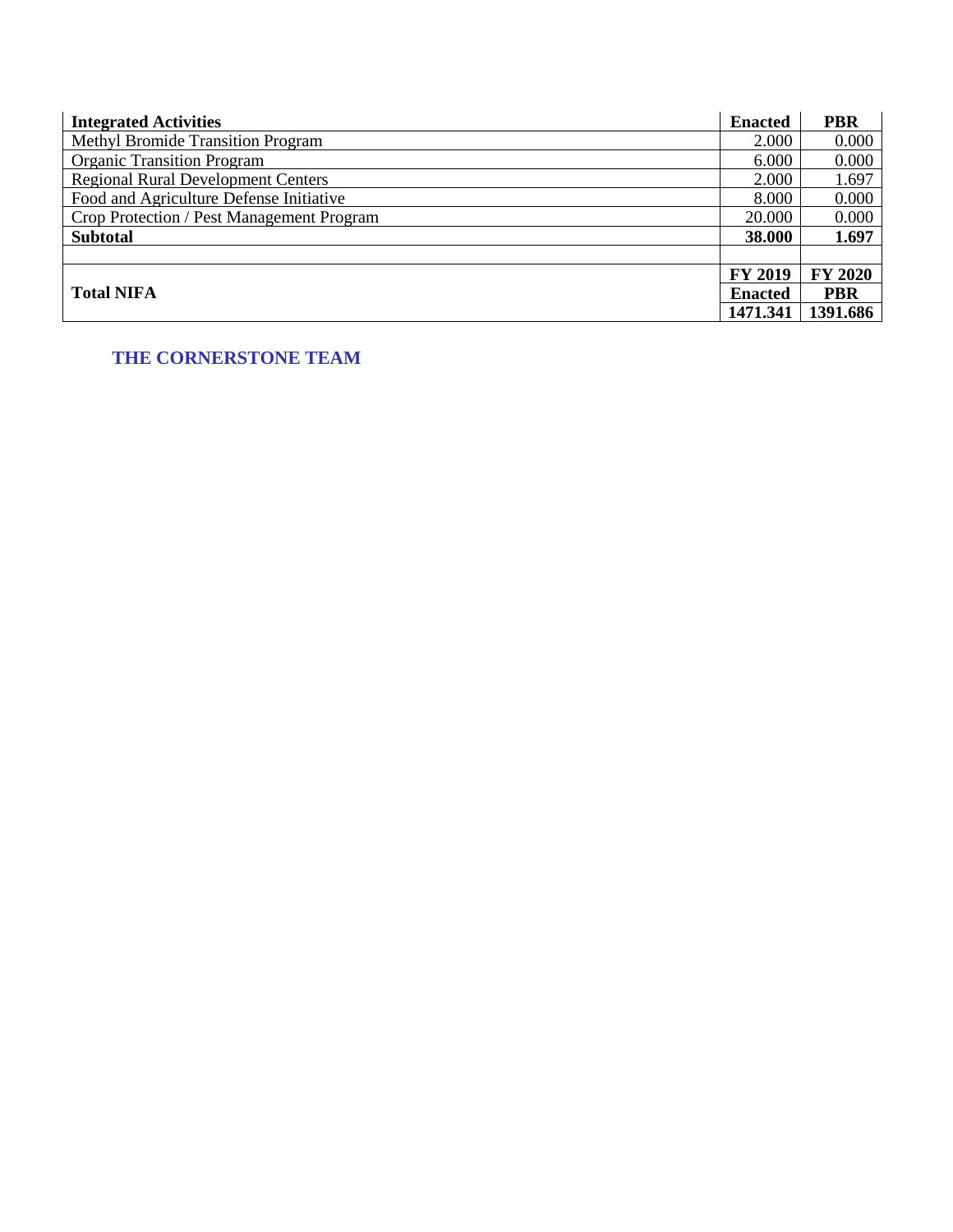| Integrated Activities | Enacted | PBR |
|---|---|---|
| Methyl Bromide Transition Program | 2.000 | 0.000 |
| Organic Transition Program | 6.000 | 0.000 |
| Regional Rural Development Centers | 2.000 | 1.697 |
| Food and Agriculture Defense Initiative | 8.000 | 0.000 |
| Crop Protection / Pest Management Program | 20.000 | 0.000 |
| **Subtotal** | **38.000** | **1.697** |
| | | |
| | **FY 2019** | **FY 2020** |
| **Total NIFA** | **Enacted** | **PBR** |
| | **1471.341** | **1391.686** |

**THE CORNERSTONE TEAM**